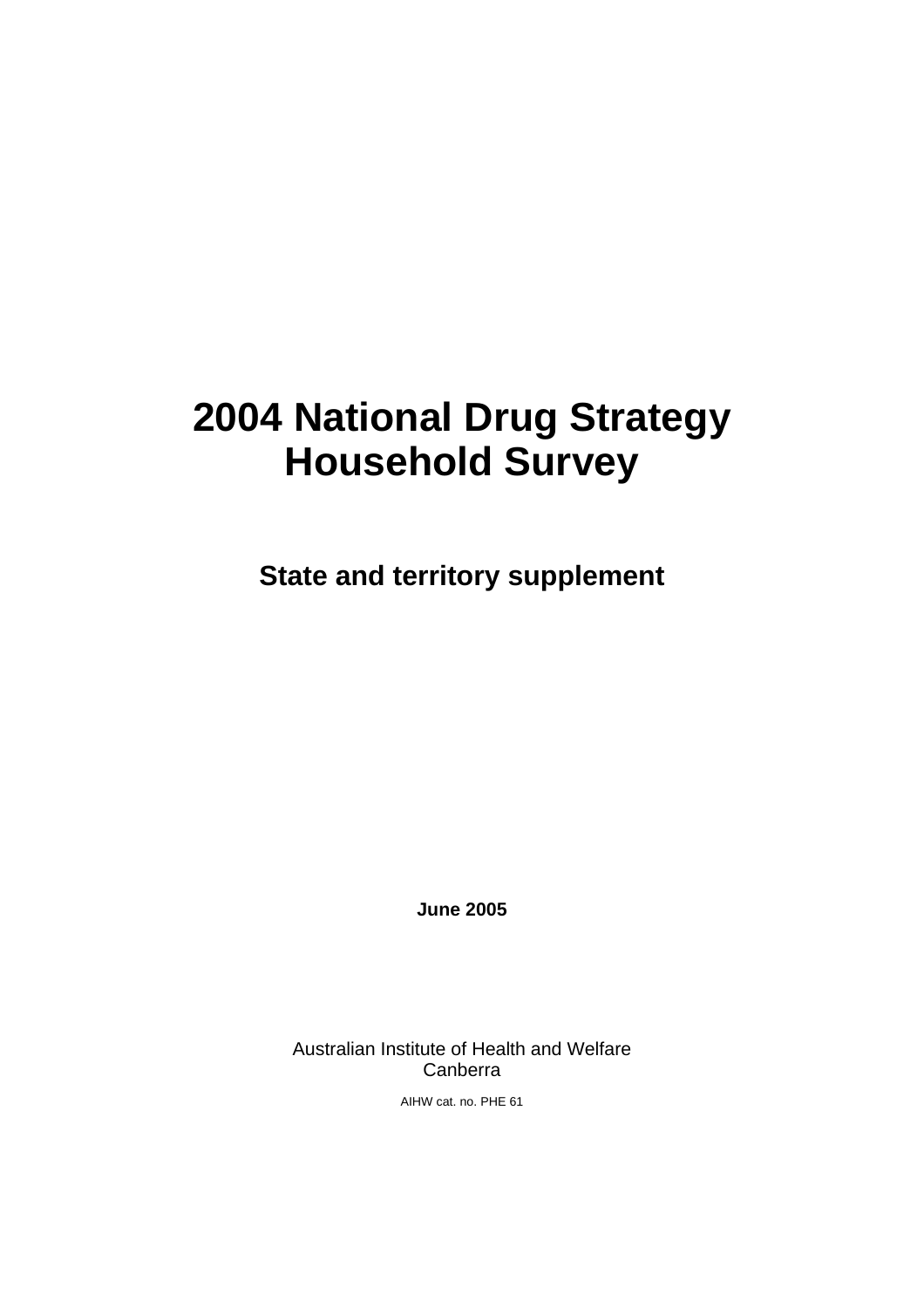# 2004 National Drug Strategy Household Survey

## State and territory supplement

**June 2005**

Australian Institute of Health and Welfare
Canberra

AIHW cat. no. PHE 61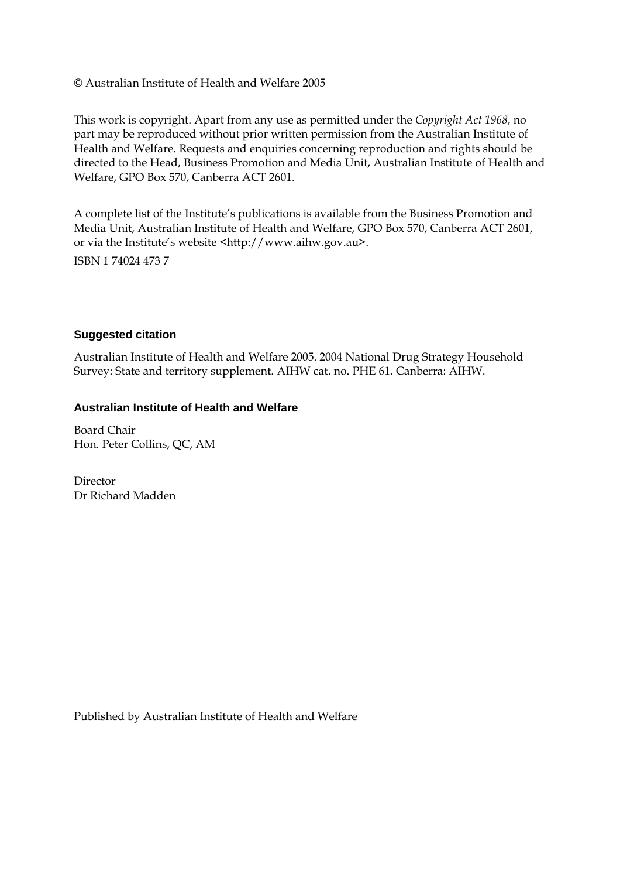© Australian Institute of Health and Welfare 2005

This work is copyright. Apart from any use as permitted under the *Copyright Act 1968*, no part may be reproduced without prior written permission from the Australian Institute of Health and Welfare. Requests and enquiries concerning reproduction and rights should be directed to the Head, Business Promotion and Media Unit, Australian Institute of Health and Welfare, GPO Box 570, Canberra ACT 2601.

A complete list of the Institute's publications is available from the Business Promotion and Media Unit, Australian Institute of Health and Welfare, GPO Box 570, Canberra ACT 2601, or via the Institute's website <http://www.aihw.gov.au>.

ISBN 1 74024 473 7

**Suggested citation**

Australian Institute of Health and Welfare 2005. 2004 National Drug Strategy Household Survey: State and territory supplement. AIHW cat. no. PHE 61. Canberra: AIHW.

**Australian Institute of Health and Welfare**

Board Chair
Hon. Peter Collins, QC, AM

Director
Dr Richard Madden

Published by Australian Institute of Health and Welfare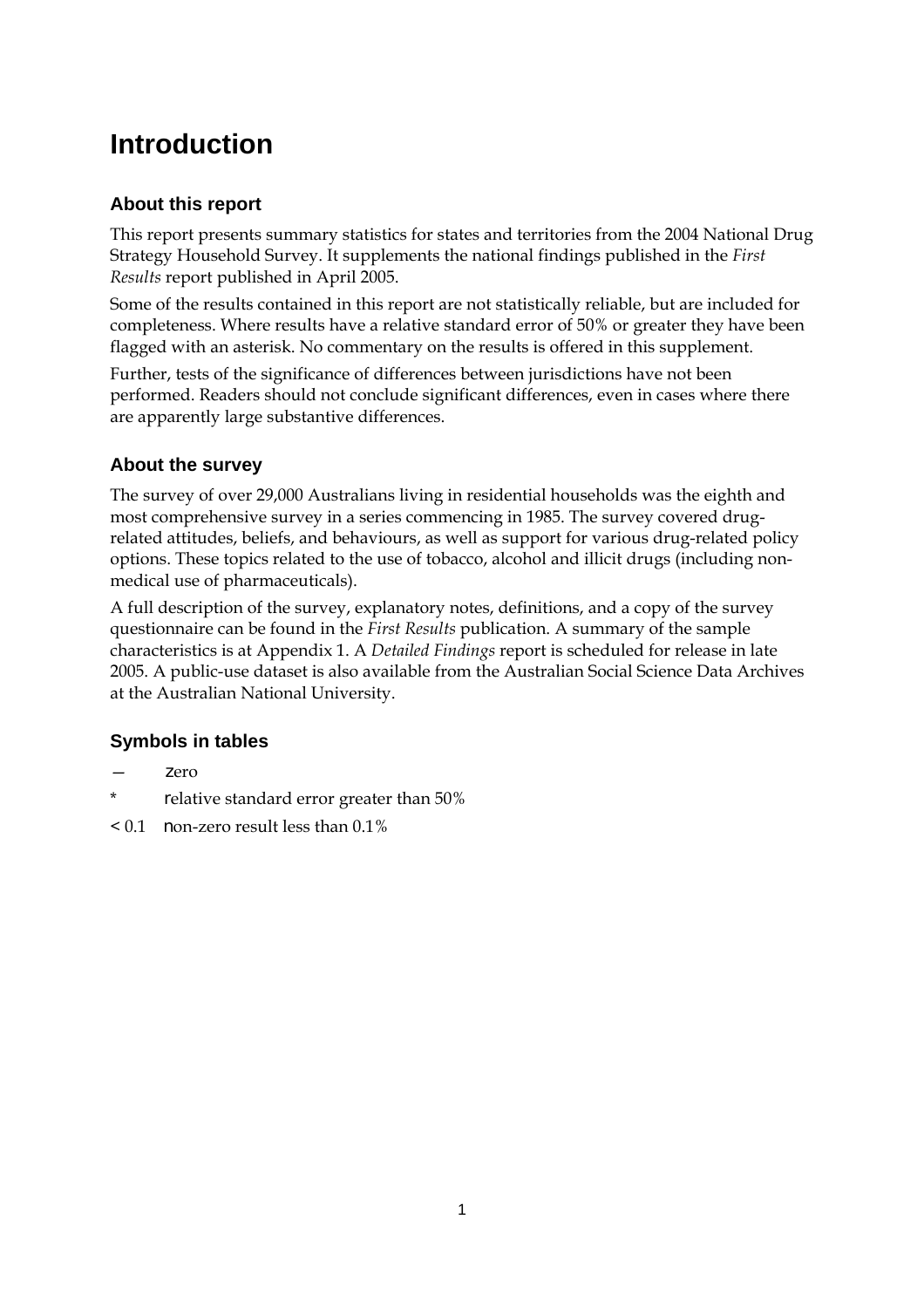# Introduction

## About this report

This report presents summary statistics for states and territories from the 2004 National Drug Strategy Household Survey. It supplements the national findings published in the *First Results* report published in April 2005.

Some of the results contained in this report are not statistically reliable, but are included for completeness. Where results have a relative standard error of 50% or greater they have been flagged with an asterisk. No commentary on the results is offered in this supplement.

Further, tests of the significance of differences between jurisdictions have not been performed. Readers should not conclude significant differences, even in cases where there are apparently large substantive differences.

## About the survey

The survey of over 29,000 Australians living in residential households was the eighth and most comprehensive survey in a series commencing in 1985. The survey covered drug-related attitudes, beliefs, and behaviours, as well as support for various drug-related policy options. These topics related to the use of tobacco, alcohol and illicit drugs (including non-medical use of pharmaceuticals).

A full description of the survey, explanatory notes, definitions, and a copy of the survey questionnaire can be found in the *First Results* publication. A summary of the sample characteristics is at Appendix 1. A *Detailed Findings* report is scheduled for release in late 2005. A public-use dataset is also available from the Australian Social Science Data Archives at the Australian National University.

## Symbols in tables

— zero

* relative standard error greater than 50%

< 0.1 non-zero result less than 0.1%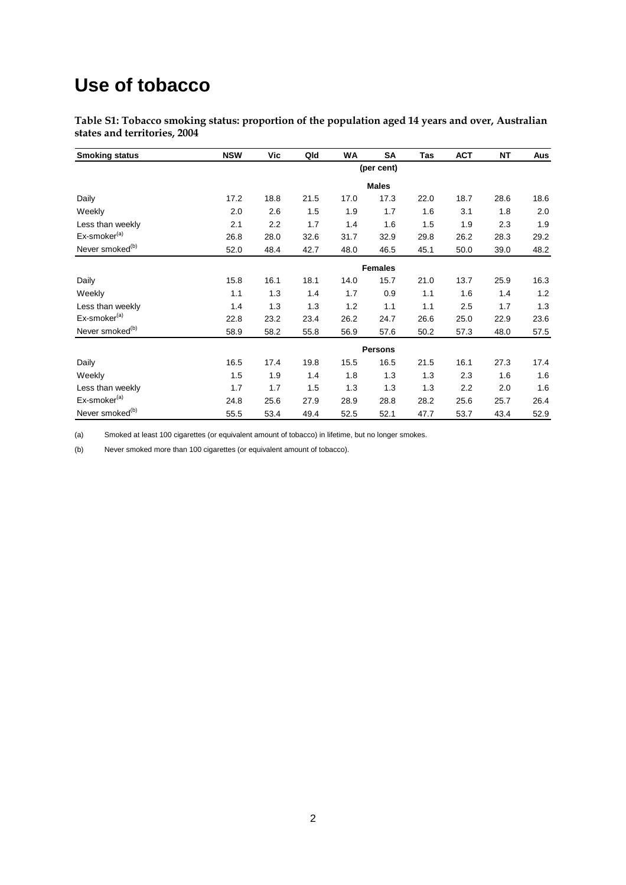# Use of tobacco

**Table S1: Tobacco smoking status: proportion of the population aged 14 years and over, Australian states and territories, 2004**

| Smoking status | NSW | Vic | Qld | WA | SA | Tas | ACT | NT | Aus |
|---|---|---|---|---|---|---|---|---|---|
| | | | | | (per cent) | | | | |
| | | | | | **Males** | | | | |
| Daily | 17.2 | 18.8 | 21.5 | 17.0 | 17.3 | 22.0 | 18.7 | 28.6 | 18.6 |
| Weekly | 2.0 | 2.6 | 1.5 | 1.9 | 1.7 | 1.6 | 3.1 | 1.8 | 2.0 |
| Less than weekly | 2.1 | 2.2 | 1.7 | 1.4 | 1.6 | 1.5 | 1.9 | 2.3 | 1.9 |
| Ex-smoker[(a)] | 26.8 | 28.0 | 32.6 | 31.7 | 32.9 | 29.8 | 26.2 | 28.3 | 29.2 |
| Never smoked[(b)] | 52.0 | 48.4 | 42.7 | 48.0 | 46.5 | 45.1 | 50.0 | 39.0 | 48.2 |
| | | | | | **Females** | | | | |
| Daily | 15.8 | 16.1 | 18.1 | 14.0 | 15.7 | 21.0 | 13.7 | 25.9 | 16.3 |
| Weekly | 1.1 | 1.3 | 1.4 | 1.7 | 0.9 | 1.1 | 1.6 | 1.4 | 1.2 |
| Less than weekly | 1.4 | 1.3 | 1.3 | 1.2 | 1.1 | 1.1 | 2.5 | 1.7 | 1.3 |
| Ex-smoker[(a)] | 22.8 | 23.2 | 23.4 | 26.2 | 24.7 | 26.6 | 25.0 | 22.9 | 23.6 |
| Never smoked[(b)] | 58.9 | 58.2 | 55.8 | 56.9 | 57.6 | 50.2 | 57.3 | 48.0 | 57.5 |
| | | | | | **Persons** | | | | |
| Daily | 16.5 | 17.4 | 19.8 | 15.5 | 16.5 | 21.5 | 16.1 | 27.3 | 17.4 |
| Weekly | 1.5 | 1.9 | 1.4 | 1.8 | 1.3 | 1.3 | 2.3 | 1.6 | 1.6 |
| Less than weekly | 1.7 | 1.7 | 1.5 | 1.3 | 1.3 | 1.3 | 2.2 | 2.0 | 1.6 |
| Ex-smoker[(a)] | 24.8 | 25.6 | 27.9 | 28.9 | 28.8 | 28.2 | 25.6 | 25.7 | 26.4 |
| Never smoked[(b)] | 55.5 | 53.4 | 49.4 | 52.5 | 52.1 | 47.7 | 53.7 | 43.4 | 52.9 |

(a) Smoked at least 100 cigarettes (or equivalent amount of tobacco) in lifetime, but no longer smokes.

(b) Never smoked more than 100 cigarettes (or equivalent amount of tobacco).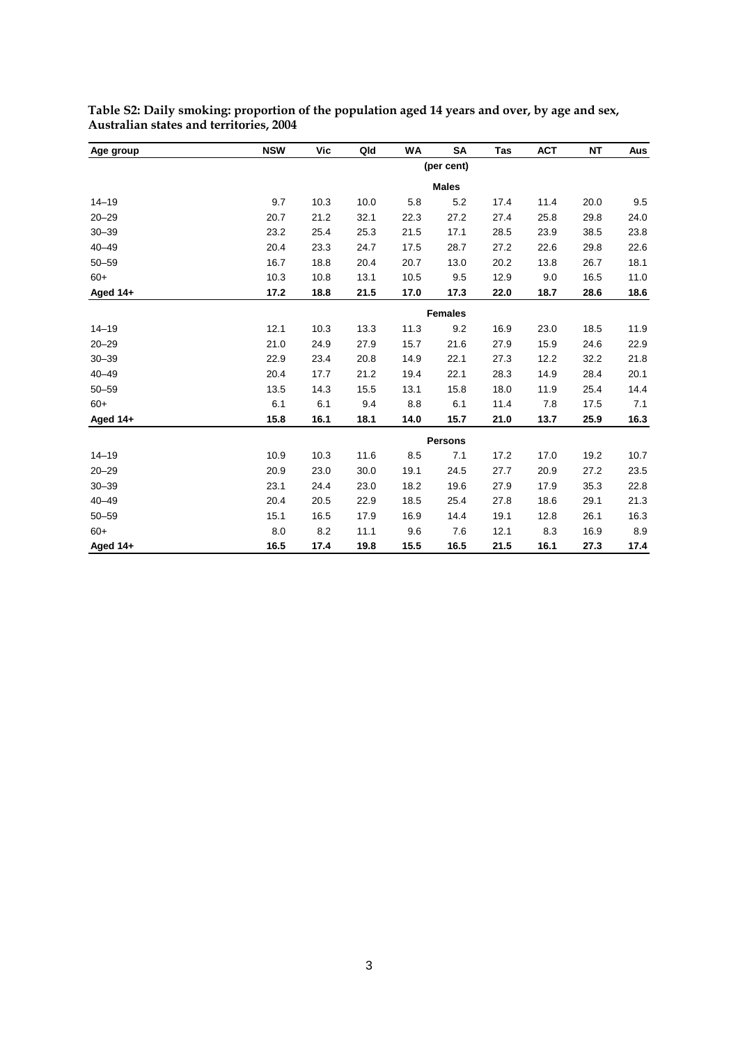**Table S2: Daily smoking: proportion of the population aged 14 years and over, by age and sex, Australian states and territories, 2004**

| Age group | NSW | Vic | Qld | WA | SA | Tas | ACT | NT | Aus |
|---|---|---|---|---|---|---|---|---|---|
| | | | | | (per cent) | | | | |
| | | | | | **Males** | | | | |
| 14–19 | 9.7 | 10.3 | 10.0 | 5.8 | 5.2 | 17.4 | 11.4 | 20.0 | 9.5 |
| 20–29 | 20.7 | 21.2 | 32.1 | 22.3 | 27.2 | 27.4 | 25.8 | 29.8 | 24.0 |
| 30–39 | 23.2 | 25.4 | 25.3 | 21.5 | 17.1 | 28.5 | 23.9 | 38.5 | 23.8 |
| 40–49 | 20.4 | 23.3 | 24.7 | 17.5 | 28.7 | 27.2 | 22.6 | 29.8 | 22.6 |
| 50–59 | 16.7 | 18.8 | 20.4 | 20.7 | 13.0 | 20.2 | 13.8 | 26.7 | 18.1 |
| 60+ | 10.3 | 10.8 | 13.1 | 10.5 | 9.5 | 12.9 | 9.0 | 16.5 | 11.0 |
| **Aged 14+** | **17.2** | **18.8** | **21.5** | **17.0** | **17.3** | **22.0** | **18.7** | **28.6** | **18.6** |
| | | | | | **Females** | | | | |
| 14–19 | 12.1 | 10.3 | 13.3 | 11.3 | 9.2 | 16.9 | 23.0 | 18.5 | 11.9 |
| 20–29 | 21.0 | 24.9 | 27.9 | 15.7 | 21.6 | 27.9 | 15.9 | 24.6 | 22.9 |
| 30–39 | 22.9 | 23.4 | 20.8 | 14.9 | 22.1 | 27.3 | 12.2 | 32.2 | 21.8 |
| 40–49 | 20.4 | 17.7 | 21.2 | 19.4 | 22.1 | 28.3 | 14.9 | 28.4 | 20.1 |
| 50–59 | 13.5 | 14.3 | 15.5 | 13.1 | 15.8 | 18.0 | 11.9 | 25.4 | 14.4 |
| 60+ | 6.1 | 6.1 | 9.4 | 8.8 | 6.1 | 11.4 | 7.8 | 17.5 | 7.1 |
| **Aged 14+** | **15.8** | **16.1** | **18.1** | **14.0** | **15.7** | **21.0** | **13.7** | **25.9** | **16.3** |
| | | | | | **Persons** | | | | |
| 14–19 | 10.9 | 10.3 | 11.6 | 8.5 | 7.1 | 17.2 | 17.0 | 19.2 | 10.7 |
| 20–29 | 20.9 | 23.0 | 30.0 | 19.1 | 24.5 | 27.7 | 20.9 | 27.2 | 23.5 |
| 30–39 | 23.1 | 24.4 | 23.0 | 18.2 | 19.6 | 27.9 | 17.9 | 35.3 | 22.8 |
| 40–49 | 20.4 | 20.5 | 22.9 | 18.5 | 25.4 | 27.8 | 18.6 | 29.1 | 21.3 |
| 50–59 | 15.1 | 16.5 | 17.9 | 16.9 | 14.4 | 19.1 | 12.8 | 26.1 | 16.3 |
| 60+ | 8.0 | 8.2 | 11.1 | 9.6 | 7.6 | 12.1 | 8.3 | 16.9 | 8.9 |
| **Aged 14+** | **16.5** | **17.4** | **19.8** | **15.5** | **16.5** | **21.5** | **16.1** | **27.3** | **17.4** |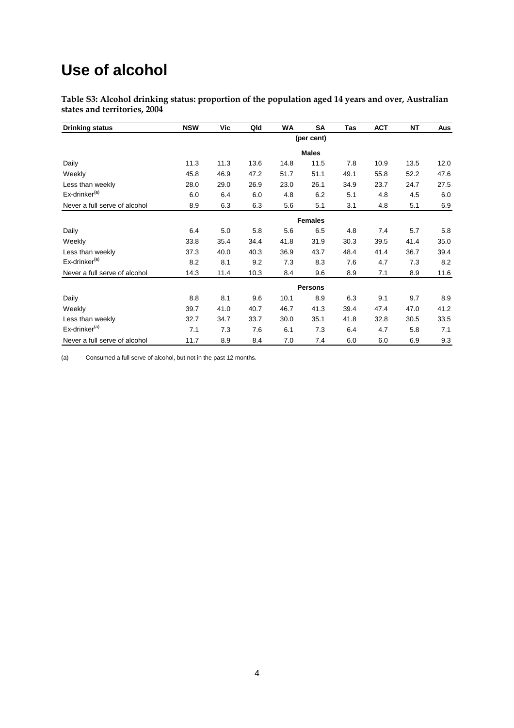# Use of alcohol

**Table S3: Alcohol drinking status: proportion of the population aged 14 years and over, Australian states and territories, 2004**

| Drinking status | NSW | Vic | Qld | WA | SA | Tas | ACT | NT | Aus |
|---|---|---|---|---|---|---|---|---|---|
| | | | | | (per cent) | | | | |
| | | | | | **Males** | | | | |
| Daily | 11.3 | 11.3 | 13.6 | 14.8 | 11.5 | 7.8 | 10.9 | 13.5 | 12.0 |
| Weekly | 45.8 | 46.9 | 47.2 | 51.7 | 51.1 | 49.1 | 55.8 | 52.2 | 47.6 |
| Less than weekly | 28.0 | 29.0 | 26.9 | 23.0 | 26.1 | 34.9 | 23.7 | 24.7 | 27.5 |
| Ex-drinker[(a)] | 6.0 | 6.4 | 6.0 | 4.8 | 6.2 | 5.1 | 4.8 | 4.5 | 6.0 |
| Never a full serve of alcohol | 8.9 | 6.3 | 6.3 | 5.6 | 5.1 | 3.1 | 4.8 | 5.1 | 6.9 |
| | | | | | **Females** | | | | |
| Daily | 6.4 | 5.0 | 5.8 | 5.6 | 6.5 | 4.8 | 7.4 | 5.7 | 5.8 |
| Weekly | 33.8 | 35.4 | 34.4 | 41.8 | 31.9 | 30.3 | 39.5 | 41.4 | 35.0 |
| Less than weekly | 37.3 | 40.0 | 40.3 | 36.9 | 43.7 | 48.4 | 41.4 | 36.7 | 39.4 |
| Ex-drinker[(a)] | 8.2 | 8.1 | 9.2 | 7.3 | 8.3 | 7.6 | 4.7 | 7.3 | 8.2 |
| Never a full serve of alcohol | 14.3 | 11.4 | 10.3 | 8.4 | 9.6 | 8.9 | 7.1 | 8.9 | 11.6 |
| | | | | | **Persons** | | | | |
| Daily | 8.8 | 8.1 | 9.6 | 10.1 | 8.9 | 6.3 | 9.1 | 9.7 | 8.9 |
| Weekly | 39.7 | 41.0 | 40.7 | 46.7 | 41.3 | 39.4 | 47.4 | 47.0 | 41.2 |
| Less than weekly | 32.7 | 34.7 | 33.7 | 30.0 | 35.1 | 41.8 | 32.8 | 30.5 | 33.5 |
| Ex-drinker[(a)] | 7.1 | 7.3 | 7.6 | 6.1 | 7.3 | 6.4 | 4.7 | 5.8 | 7.1 |
| Never a full serve of alcohol | 11.7 | 8.9 | 8.4 | 7.0 | 7.4 | 6.0 | 6.0 | 6.9 | 9.3 |

(a) Consumed a full serve of alcohol, but not in the past 12 months.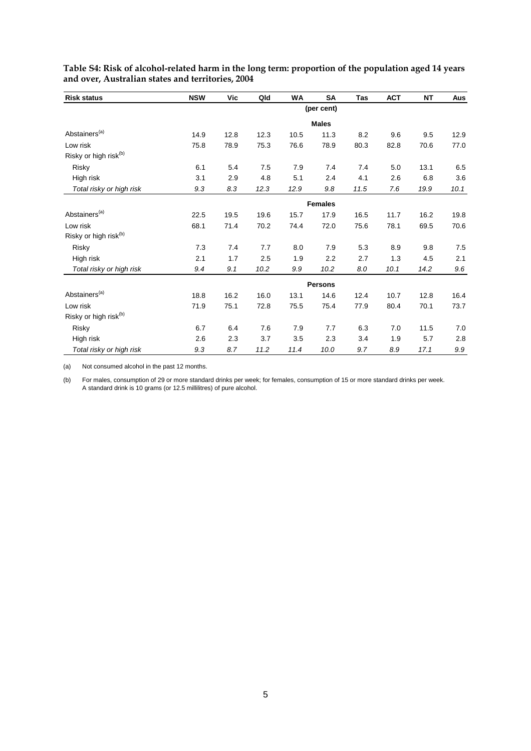**Table S4: Risk of alcohol-related harm in the long term: proportion of the population aged 14 years and over, Australian states and territories, 2004**

| Risk status | NSW | Vic | Qld | WA | SA | Tas | ACT | NT | Aus |
|---|---|---|---|---|---|---|---|---|---|
| | | | | | (per cent) | | | | |
| | | | | | **Males** | | | | |
| Abstainers[(a)] | 14.9 | 12.8 | 12.3 | 10.5 | 11.3 | 8.2 | 9.6 | 9.5 | 12.9 |
| Low risk | 75.8 | 78.9 | 75.3 | 76.6 | 78.9 | 80.3 | 82.8 | 70.6 | 77.0 |
| Risky or high risk[(b)] | | | | | | | | | |
| Risky | 6.1 | 5.4 | 7.5 | 7.9 | 7.4 | 7.4 | 5.0 | 13.1 | 6.5 |
| High risk | 3.1 | 2.9 | 4.8 | 5.1 | 2.4 | 4.1 | 2.6 | 6.8 | 3.6 |
| *Total risky or high risk* | *9.3* | *8.3* | *12.3* | *12.9* | *9.8* | *11.5* | *7.6* | *19.9* | *10.1* |
| | | | | | **Females** | | | | |
| Abstainers[(a)] | 22.5 | 19.5 | 19.6 | 15.7 | 17.9 | 16.5 | 11.7 | 16.2 | 19.8 |
| Low risk | 68.1 | 71.4 | 70.2 | 74.4 | 72.0 | 75.6 | 78.1 | 69.5 | 70.6 |
| Risky or high risk[(b)] | | | | | | | | | |
| Risky | 7.3 | 7.4 | 7.7 | 8.0 | 7.9 | 5.3 | 8.9 | 9.8 | 7.5 |
| High risk | 2.1 | 1.7 | 2.5 | 1.9 | 2.2 | 2.7 | 1.3 | 4.5 | 2.1 |
| *Total risky or high risk* | *9.4* | *9.1* | *10.2* | *9.9* | *10.2* | *8.0* | *10.1* | *14.2* | *9.6* |
| | | | | | **Persons** | | | | |
| Abstainers[(a)] | 18.8 | 16.2 | 16.0 | 13.1 | 14.6 | 12.4 | 10.7 | 12.8 | 16.4 |
| Low risk | 71.9 | 75.1 | 72.8 | 75.5 | 75.4 | 77.9 | 80.4 | 70.1 | 73.7 |
| Risky or high risk[(b)] | | | | | | | | | |
| Risky | 6.7 | 6.4 | 7.6 | 7.9 | 7.7 | 6.3 | 7.0 | 11.5 | 7.0 |
| High risk | 2.6 | 2.3 | 3.7 | 3.5 | 2.3 | 3.4 | 1.9 | 5.7 | 2.8 |
| *Total risky or high risk* | *9.3* | *8.7* | *11.2* | *11.4* | *10.0* | *9.7* | *8.9* | *17.1* | *9.9* |

(a) Not consumed alcohol in the past 12 months.

(b) For males, consumption of 29 or more standard drinks per week; for females, consumption of 15 or more standard drinks per week. A standard drink is 10 grams (or 12.5 millilitres) of pure alcohol.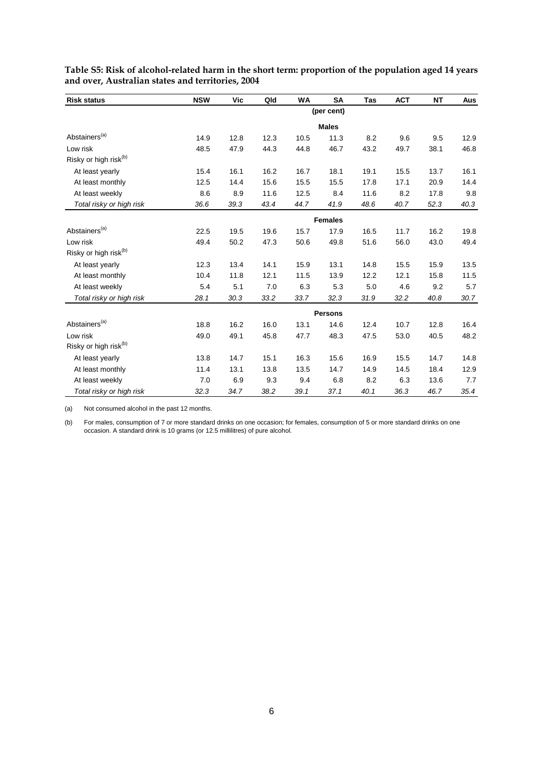**Table S5: Risk of alcohol-related harm in the short term: proportion of the population aged 14 years and over, Australian states and territories, 2004**

| Risk status | NSW | Vic | Qld | WA | SA | Tas | ACT | NT | Aus |
|---|---|---|---|---|---|---|---|---|---|
| | | | | | (per cent) | | | | |
| | | | | | **Males** | | | | |
| Abstainers[(a)] | 14.9 | 12.8 | 12.3 | 10.5 | 11.3 | 8.2 | 9.6 | 9.5 | 12.9 |
| Low risk | 48.5 | 47.9 | 44.3 | 44.8 | 46.7 | 43.2 | 49.7 | 38.1 | 46.8 |
| Risky or high risk[(b)] | | | | | | | | | |
| At least yearly | 15.4 | 16.1 | 16.2 | 16.7 | 18.1 | 19.1 | 15.5 | 13.7 | 16.1 |
| At least monthly | 12.5 | 14.4 | 15.6 | 15.5 | 15.5 | 17.8 | 17.1 | 20.9 | 14.4 |
| At least weekly | 8.6 | 8.9 | 11.6 | 12.5 | 8.4 | 11.6 | 8.2 | 17.8 | 9.8 |
| *Total risky or high risk* | *36.6* | *39.3* | *43.4* | *44.7* | *41.9* | *48.6* | *40.7* | *52.3* | *40.3* |
| | | | | | **Females** | | | | |
| Abstainers[(a)] | 22.5 | 19.5 | 19.6 | 15.7 | 17.9 | 16.5 | 11.7 | 16.2 | 19.8 |
| Low risk | 49.4 | 50.2 | 47.3 | 50.6 | 49.8 | 51.6 | 56.0 | 43.0 | 49.4 |
| Risky or high risk[(b)] | | | | | | | | | |
| At least yearly | 12.3 | 13.4 | 14.1 | 15.9 | 13.1 | 14.8 | 15.5 | 15.9 | 13.5 |
| At least monthly | 10.4 | 11.8 | 12.1 | 11.5 | 13.9 | 12.2 | 12.1 | 15.8 | 11.5 |
| At least weekly | 5.4 | 5.1 | 7.0 | 6.3 | 5.3 | 5.0 | 4.6 | 9.2 | 5.7 |
| *Total risky or high risk* | *28.1* | *30.3* | *33.2* | *33.7* | *32.3* | *31.9* | *32.2* | *40.8* | *30.7* |
| | | | | | **Persons** | | | | |
| Abstainers[(a)] | 18.8 | 16.2 | 16.0 | 13.1 | 14.6 | 12.4 | 10.7 | 12.8 | 16.4 |
| Low risk | 49.0 | 49.1 | 45.8 | 47.7 | 48.3 | 47.5 | 53.0 | 40.5 | 48.2 |
| Risky or high risk[(b)] | | | | | | | | | |
| At least yearly | 13.8 | 14.7 | 15.1 | 16.3 | 15.6 | 16.9 | 15.5 | 14.7 | 14.8 |
| At least monthly | 11.4 | 13.1 | 13.8 | 13.5 | 14.7 | 14.9 | 14.5 | 18.4 | 12.9 |
| At least weekly | 7.0 | 6.9 | 9.3 | 9.4 | 6.8 | 8.2 | 6.3 | 13.6 | 7.7 |
| *Total risky or high risk* | *32.3* | *34.7* | *38.2* | *39.1* | *37.1* | *40.1* | *36.3* | *46.7* | *35.4* |

(a) Not consumed alcohol in the past 12 months.

(b) For males, consumption of 7 or more standard drinks on one occasion; for females, consumption of 5 or more standard drinks on one occasion. A standard drink is 10 grams (or 12.5 millilitres) of pure alcohol.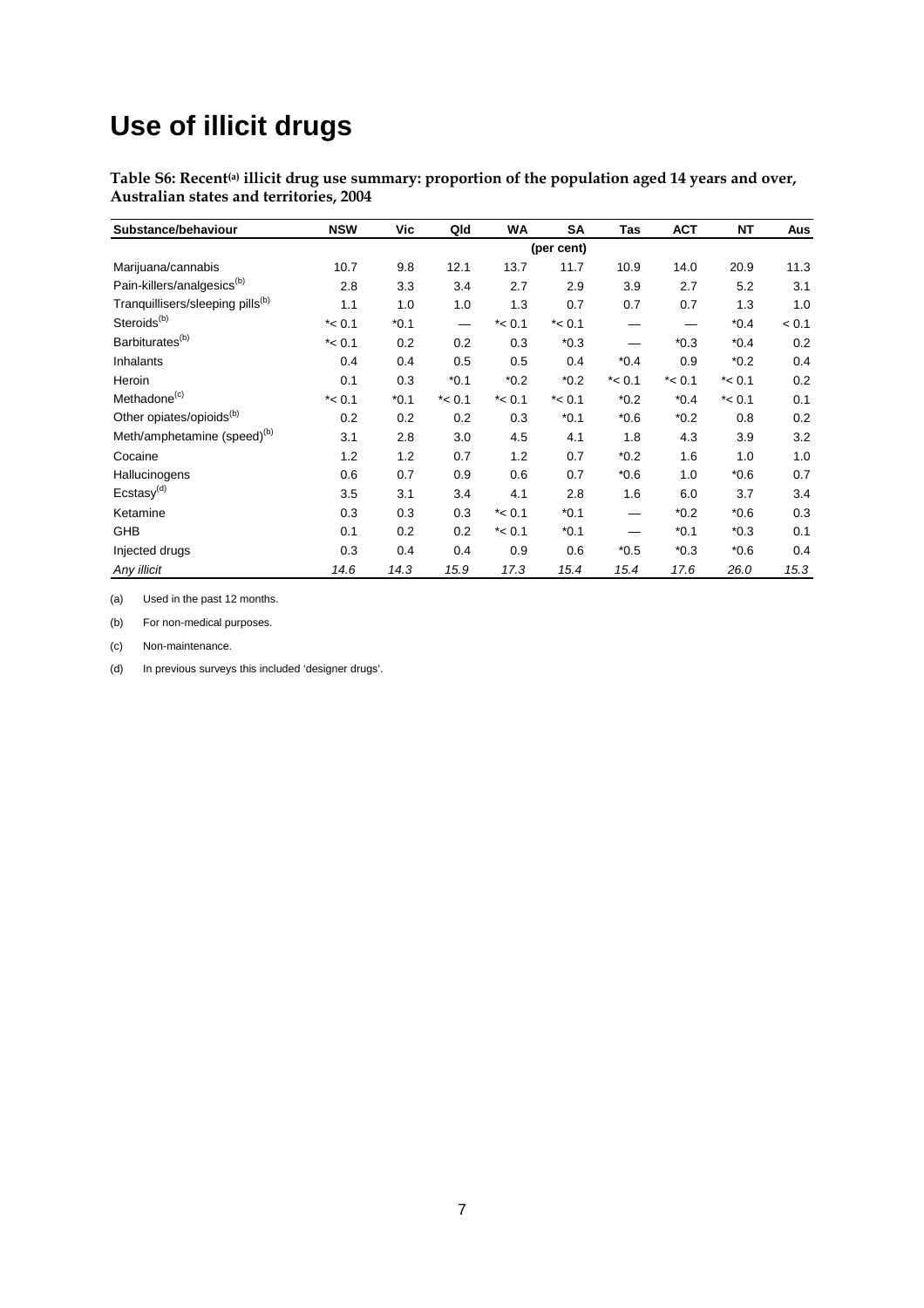# Use of illicit drugs

**Table S6: Recent[(a)] illicit drug use summary: proportion of the population aged 14 years and over, Australian states and territories, 2004**

| Substance/behaviour | NSW | Vic | Qld | WA | SA | Tas | ACT | NT | Aus |
|---|---|---|---|---|---|---|---|---|---|
| | | | | | (per cent) | | | | |
| Marijuana/cannabis | 10.7 | 9.8 | 12.1 | 13.7 | 11.7 | 10.9 | 14.0 | 20.9 | 11.3 |
| Pain-killers/analgesics[(b)] | 2.8 | 3.3 | 3.4 | 2.7 | 2.9 | 3.9 | 2.7 | 5.2 | 3.1 |
| Tranquillisers/sleeping pills[(b)] | 1.1 | 1.0 | 1.0 | 1.3 | 0.7 | 0.7 | 0.7 | 1.3 | 1.0 |
| Steroids[(b)] | *< 0.1 | *0.1 | — | *< 0.1 | *< 0.1 | — | — | *0.4 | < 0.1 |
| Barbiturates[(b)] | *< 0.1 | 0.2 | 0.2 | 0.3 | *0.3 | — | *0.3 | *0.4 | 0.2 |
| Inhalants | 0.4 | 0.4 | 0.5 | 0.5 | 0.4 | *0.4 | 0.9 | *0.2 | 0.4 |
| Heroin | 0.1 | 0.3 | *0.1 | *0.2 | *0.2 | *< 0.1 | *< 0.1 | *< 0.1 | 0.2 |
| Methadone[(c)] | *< 0.1 | *0.1 | *< 0.1 | *< 0.1 | *< 0.1 | *0.2 | *0.4 | *< 0.1 | 0.1 |
| Other opiates/opioids[(b)] | 0.2 | 0.2 | 0.2 | 0.3 | *0.1 | *0.6 | *0.2 | 0.8 | 0.2 |
| Meth/amphetamine (speed)[(b)] | 3.1 | 2.8 | 3.0 | 4.5 | 4.1 | 1.8 | 4.3 | 3.9 | 3.2 |
| Cocaine | 1.2 | 1.2 | 0.7 | 1.2 | 0.7 | *0.2 | 1.6 | 1.0 | 1.0 |
| Hallucinogens | 0.6 | 0.7 | 0.9 | 0.6 | 0.7 | *0.6 | 1.0 | *0.6 | 0.7 |
| Ecstasy[(d)] | 3.5 | 3.1 | 3.4 | 4.1 | 2.8 | 1.6 | 6.0 | 3.7 | 3.4 |
| Ketamine | 0.3 | 0.3 | 0.3 | *< 0.1 | *0.1 | — | *0.2 | *0.6 | 0.3 |
| GHB | 0.1 | 0.2 | 0.2 | *< 0.1 | *0.1 | — | *0.1 | *0.3 | 0.1 |
| Injected drugs | 0.3 | 0.4 | 0.4 | 0.9 | 0.6 | *0.5 | *0.3 | *0.6 | 0.4 |
| *Any illicit* | *14.6* | *14.3* | *15.9* | *17.3* | *15.4* | *15.4* | *17.6* | *26.0* | *15.3* |

(a) Used in the past 12 months.

(b) For non-medical purposes.

(c) Non-maintenance.

(d) In previous surveys this included 'designer drugs'.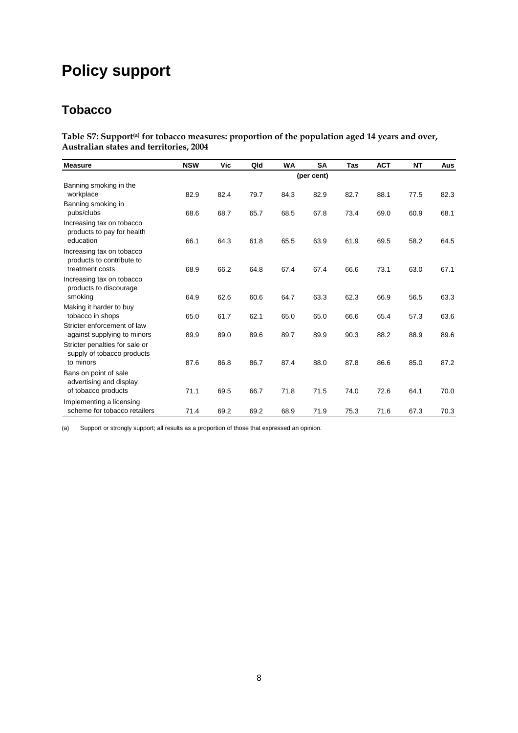# Policy support

## Tobacco

**Table S7: Support[(a)] for tobacco measures: proportion of the population aged 14 years and over, Australian states and territories, 2004**

| Measure | NSW | Vic | Qld | WA | SA | Tas | ACT | NT | Aus |
|---|---|---|---|---|---|---|---|---|---|
| | | | | | (per cent) | | | | |
| Banning smoking in the workplace | 82.9 | 82.4 | 79.7 | 84.3 | 82.9 | 82.7 | 88.1 | 77.5 | 82.3 |
| Banning smoking in pubs/clubs | 68.6 | 68.7 | 65.7 | 68.5 | 67.8 | 73.4 | 69.0 | 60.9 | 68.1 |
| Increasing tax on tobacco products to pay for health education | 66.1 | 64.3 | 61.8 | 65.5 | 63.9 | 61.9 | 69.5 | 58.2 | 64.5 |
| Increasing tax on tobacco products to contribute to treatment costs | 68.9 | 66.2 | 64.8 | 67.4 | 67.4 | 66.6 | 73.1 | 63.0 | 67.1 |
| Increasing tax on tobacco products to discourage smoking | 64.9 | 62.6 | 60.6 | 64.7 | 63.3 | 62.3 | 66.9 | 56.5 | 63.3 |
| Making it harder to buy tobacco in shops | 65.0 | 61.7 | 62.1 | 65.0 | 65.0 | 66.6 | 65.4 | 57.3 | 63.6 |
| Stricter enforcement of law against supplying to minors | 89.9 | 89.0 | 89.6 | 89.7 | 89.9 | 90.3 | 88.2 | 88.9 | 89.6 |
| Stricter penalties for sale or supply of tobacco products to minors | 87.6 | 86.8 | 86.7 | 87.4 | 88.0 | 87.8 | 86.6 | 85.0 | 87.2 |
| Bans on point of sale advertising and display of tobacco products | 71.1 | 69.5 | 66.7 | 71.8 | 71.5 | 74.0 | 72.6 | 64.1 | 70.0 |
| Implementing a licensing scheme for tobacco retailers | 71.4 | 69.2 | 69.2 | 68.9 | 71.9 | 75.3 | 71.6 | 67.3 | 70.3 |

(a) Support or strongly support; all results as a proportion of those that expressed an opinion.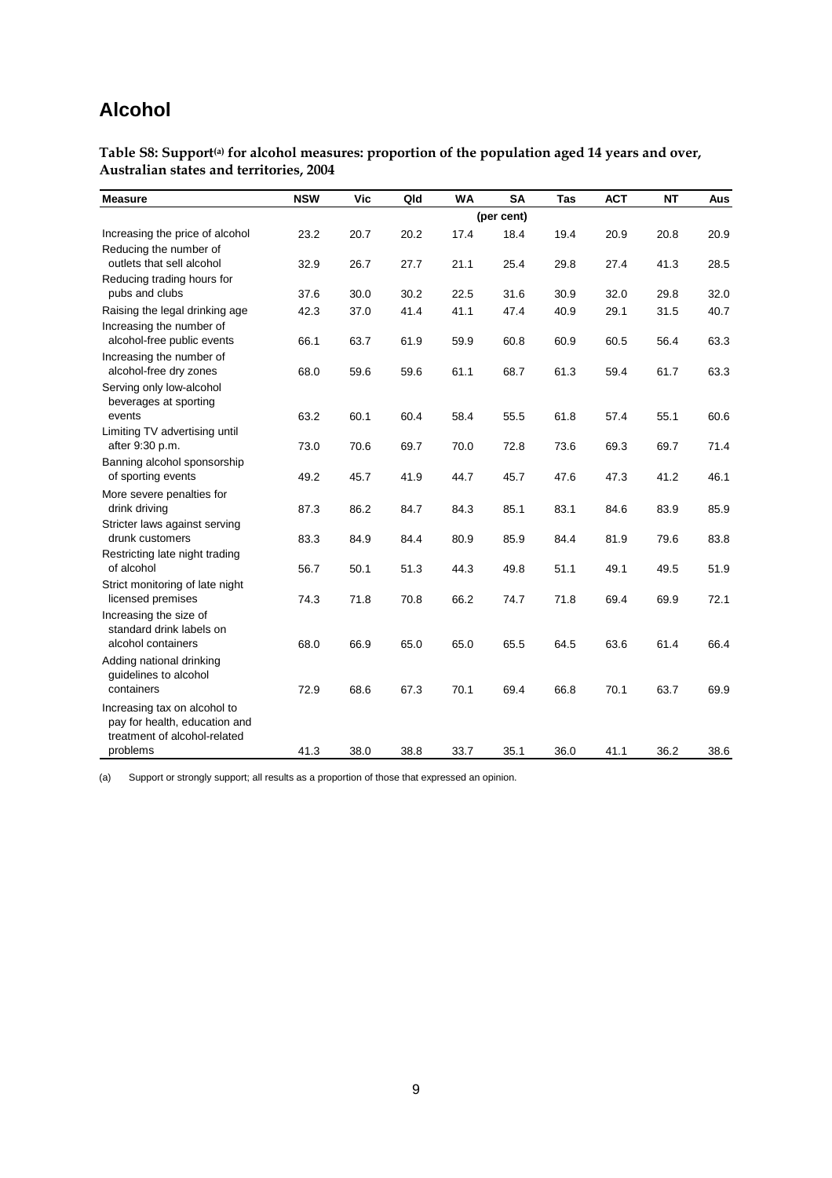# Alcohol

**Table S8: Support[(a)] for alcohol measures: proportion of the population aged 14 years and over, Australian states and territories, 2004**

| Measure | NSW | Vic | Qld | WA | SA | Tas | ACT | NT | Aus |
|---|---|---|---|---|---|---|---|---|---|
| | | | | | (per cent) | | | | |
| Increasing the price of alcohol | 23.2 | 20.7 | 20.2 | 17.4 | 18.4 | 19.4 | 20.9 | 20.8 | 20.9 |
| Reducing the number of outlets that sell alcohol | 32.9 | 26.7 | 27.7 | 21.1 | 25.4 | 29.8 | 27.4 | 41.3 | 28.5 |
| Reducing trading hours for pubs and clubs | 37.6 | 30.0 | 30.2 | 22.5 | 31.6 | 30.9 | 32.0 | 29.8 | 32.0 |
| Raising the legal drinking age | 42.3 | 37.0 | 41.4 | 41.1 | 47.4 | 40.9 | 29.1 | 31.5 | 40.7 |
| Increasing the number of alcohol-free public events | 66.1 | 63.7 | 61.9 | 59.9 | 60.8 | 60.9 | 60.5 | 56.4 | 63.3 |
| Increasing the number of alcohol-free dry zones | 68.0 | 59.6 | 59.6 | 61.1 | 68.7 | 61.3 | 59.4 | 61.7 | 63.3 |
| Serving only low-alcohol beverages at sporting events | 63.2 | 60.1 | 60.4 | 58.4 | 55.5 | 61.8 | 57.4 | 55.1 | 60.6 |
| Limiting TV advertising until after 9:30 p.m. | 73.0 | 70.6 | 69.7 | 70.0 | 72.8 | 73.6 | 69.3 | 69.7 | 71.4 |
| Banning alcohol sponsorship of sporting events | 49.2 | 45.7 | 41.9 | 44.7 | 45.7 | 47.6 | 47.3 | 41.2 | 46.1 |
| More severe penalties for drink driving | 87.3 | 86.2 | 84.7 | 84.3 | 85.1 | 83.1 | 84.6 | 83.9 | 85.9 |
| Stricter laws against serving drunk customers | 83.3 | 84.9 | 84.4 | 80.9 | 85.9 | 84.4 | 81.9 | 79.6 | 83.8 |
| Restricting late night trading of alcohol | 56.7 | 50.1 | 51.3 | 44.3 | 49.8 | 51.1 | 49.1 | 49.5 | 51.9 |
| Strict monitoring of late night licensed premises | 74.3 | 71.8 | 70.8 | 66.2 | 74.7 | 71.8 | 69.4 | 69.9 | 72.1 |
| Increasing the size of standard drink labels on alcohol containers | 68.0 | 66.9 | 65.0 | 65.0 | 65.5 | 64.5 | 63.6 | 61.4 | 66.4 |
| Adding national drinking guidelines to alcohol containers | 72.9 | 68.6 | 67.3 | 70.1 | 69.4 | 66.8 | 70.1 | 63.7 | 69.9 |
| Increasing tax on alcohol to pay for health, education and treatment of alcohol-related problems | 41.3 | 38.0 | 38.8 | 33.7 | 35.1 | 36.0 | 41.1 | 36.2 | 38.6 |

(a) Support or strongly support; all results as a proportion of those that expressed an opinion.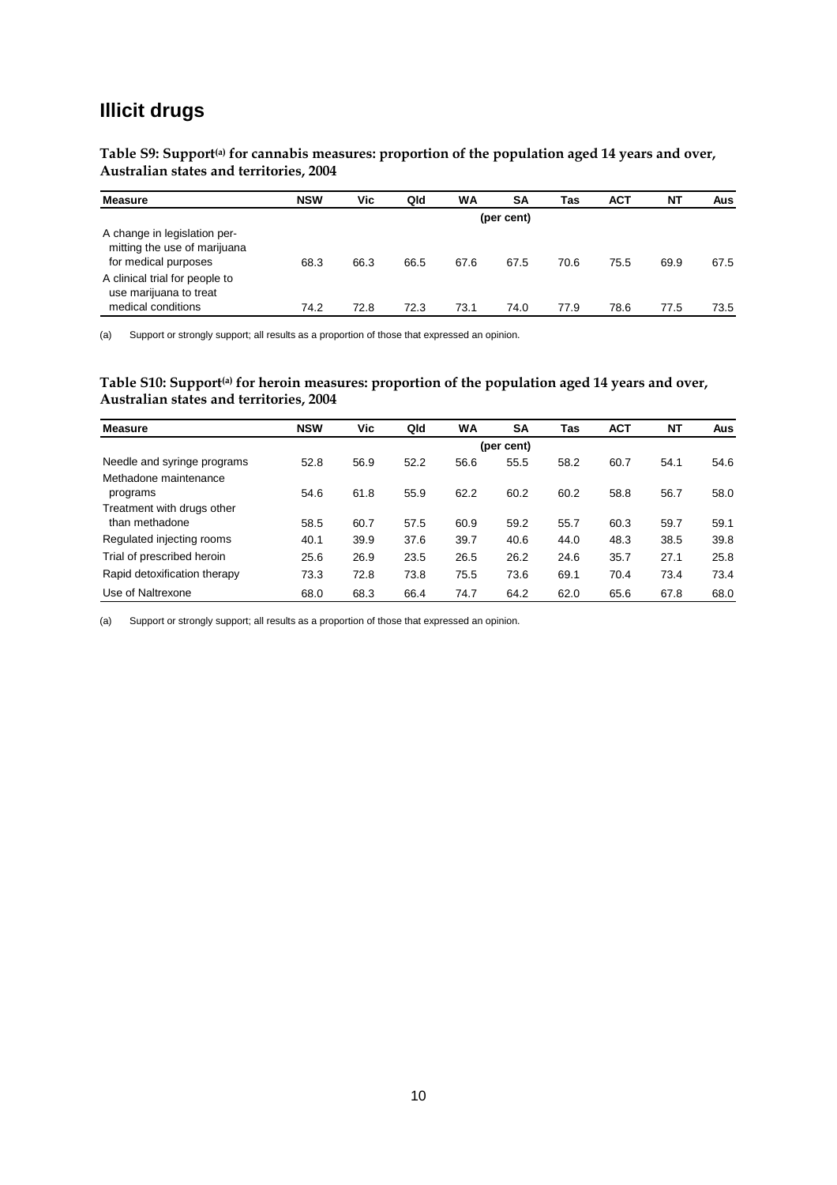# Illicit drugs

**Table S9: Support[(a)] for cannabis measures: proportion of the population aged 14 years and over, Australian states and territories, 2004**

| Measure | NSW | Vic | Qld | WA | SA | Tas | ACT | NT | Aus |
|---|---|---|---|---|---|---|---|---|---|
| | | | | | (per cent) | | | | |
| A change in legislation permitting the use of marijuana for medical purposes | 68.3 | 66.3 | 66.5 | 67.6 | 67.5 | 70.6 | 75.5 | 69.9 | 67.5 |
| A clinical trial for people to use marijuana to treat medical conditions | 74.2 | 72.8 | 72.3 | 73.1 | 74.0 | 77.9 | 78.6 | 77.5 | 73.5 |

(a) Support or strongly support; all results as a proportion of those that expressed an opinion.

**Table S10: Support[(a)] for heroin measures: proportion of the population aged 14 years and over, Australian states and territories, 2004**

| Measure | NSW | Vic | Qld | WA | SA | Tas | ACT | NT | Aus |
|---|---|---|---|---|---|---|---|---|---|
| | | | | | (per cent) | | | | |
| Needle and syringe programs | 52.8 | 56.9 | 52.2 | 56.6 | 55.5 | 58.2 | 60.7 | 54.1 | 54.6 |
| Methadone maintenance programs | 54.6 | 61.8 | 55.9 | 62.2 | 60.2 | 60.2 | 58.8 | 56.7 | 58.0 |
| Treatment with drugs other than methadone | 58.5 | 60.7 | 57.5 | 60.9 | 59.2 | 55.7 | 60.3 | 59.7 | 59.1 |
| Regulated injecting rooms | 40.1 | 39.9 | 37.6 | 39.7 | 40.6 | 44.0 | 48.3 | 38.5 | 39.8 |
| Trial of prescribed heroin | 25.6 | 26.9 | 23.5 | 26.5 | 26.2 | 24.6 | 35.7 | 27.1 | 25.8 |
| Rapid detoxification therapy | 73.3 | 72.8 | 73.8 | 75.5 | 73.6 | 69.1 | 70.4 | 73.4 | 73.4 |
| Use of Naltrexone | 68.0 | 68.3 | 66.4 | 74.7 | 64.2 | 62.0 | 65.6 | 67.8 | 68.0 |

(a) Support or strongly support; all results as a proportion of those that expressed an opinion.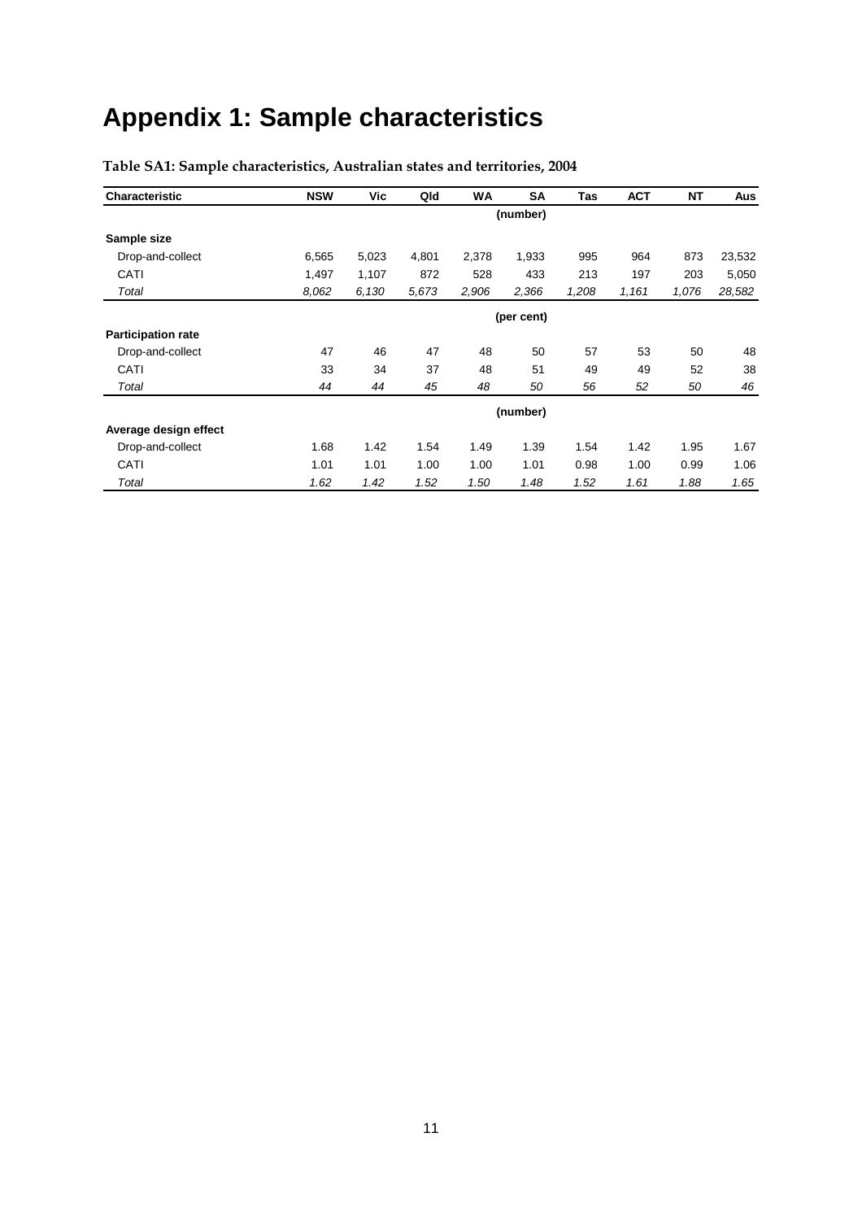# Appendix 1: Sample characteristics

**Table SA1: Sample characteristics, Australian states and territories, 2004**

| Characteristic | NSW | Vic | Qld | WA | SA | Tas | ACT | NT | Aus |
|---|---|---|---|---|---|---|---|---|---|
| | | | | | (number) | | | | |
| **Sample size** | | | | | | | | | |
| Drop-and-collect | 6,565 | 5,023 | 4,801 | 2,378 | 1,933 | 995 | 964 | 873 | 23,532 |
| CATI | 1,497 | 1,107 | 872 | 528 | 433 | 213 | 197 | 203 | 5,050 |
| *Total* | *8,062* | *6,130* | *5,673* | *2,906* | *2,366* | *1,208* | *1,161* | *1,076* | *28,582* |
| | | | | | (per cent) | | | | |
| **Participation rate** | | | | | | | | | |
| Drop-and-collect | 47 | 46 | 47 | 48 | 50 | 57 | 53 | 50 | 48 |
| CATI | 33 | 34 | 37 | 48 | 51 | 49 | 49 | 52 | 38 |
| *Total* | *44* | *44* | *45* | *48* | *50* | *56* | *52* | *50* | *46* |
| | | | | | (number) | | | | |
| **Average design effect** | | | | | | | | | |
| Drop-and-collect | 1.68 | 1.42 | 1.54 | 1.49 | 1.39 | 1.54 | 1.42 | 1.95 | 1.67 |
| CATI | 1.01 | 1.01 | 1.00 | 1.00 | 1.01 | 0.98 | 1.00 | 0.99 | 1.06 |
| *Total* | *1.62* | *1.42* | *1.52* | *1.50* | *1.48* | *1.52* | *1.61* | *1.88* | *1.65* |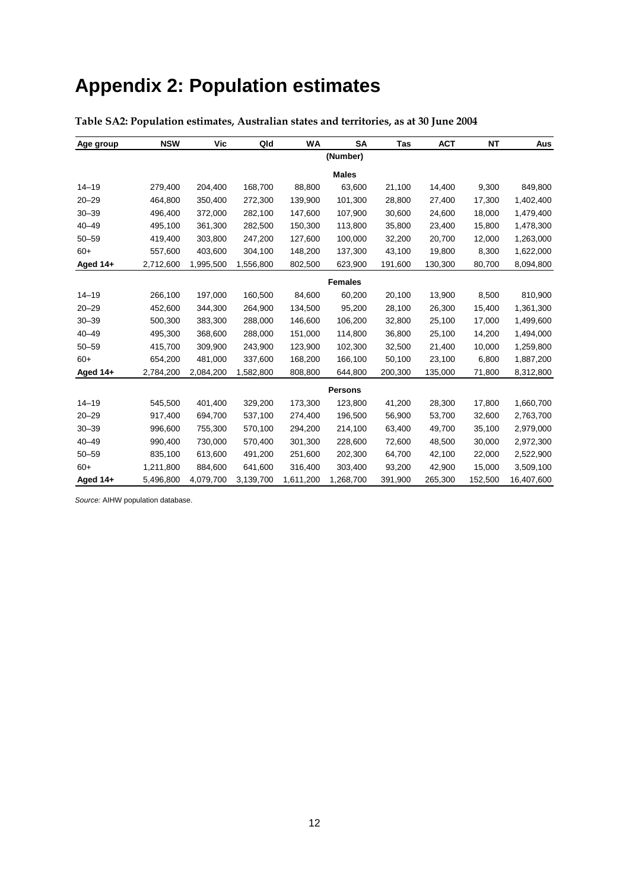# Appendix 2: Population estimates

**Table SA2: Population estimates, Australian states and territories, as at 30 June 2004**

| Age group | NSW | Vic | Qld | WA | SA | Tas | ACT | NT | Aus |
|---|---|---|---|---|---|---|---|---|---|
| | | | | | (Number) | | | | |
| | | | | | **Males** | | | | |
| 14–19 | 279,400 | 204,400 | 168,700 | 88,800 | 63,600 | 21,100 | 14,400 | 9,300 | 849,800 |
| 20–29 | 464,800 | 350,400 | 272,300 | 139,900 | 101,300 | 28,800 | 27,400 | 17,300 | 1,402,400 |
| 30–39 | 496,400 | 372,000 | 282,100 | 147,600 | 107,900 | 30,600 | 24,600 | 18,000 | 1,479,400 |
| 40–49 | 495,100 | 361,300 | 282,500 | 150,300 | 113,800 | 35,800 | 23,400 | 15,800 | 1,478,300 |
| 50–59 | 419,400 | 303,800 | 247,200 | 127,600 | 100,000 | 32,200 | 20,700 | 12,000 | 1,263,000 |
| 60+ | 557,600 | 403,600 | 304,100 | 148,200 | 137,300 | 43,100 | 19,800 | 8,300 | 1,622,000 |
| **Aged 14+** | 2,712,600 | 1,995,500 | 1,556,800 | 802,500 | 623,900 | 191,600 | 130,300 | 80,700 | 8,094,800 |
| | | | | | **Females** | | | | |
| 14–19 | 266,100 | 197,000 | 160,500 | 84,600 | 60,200 | 20,100 | 13,900 | 8,500 | 810,900 |
| 20–29 | 452,600 | 344,300 | 264,900 | 134,500 | 95,200 | 28,100 | 26,300 | 15,400 | 1,361,300 |
| 30–39 | 500,300 | 383,300 | 288,000 | 146,600 | 106,200 | 32,800 | 25,100 | 17,000 | 1,499,600 |
| 40–49 | 495,300 | 368,600 | 288,000 | 151,000 | 114,800 | 36,800 | 25,100 | 14,200 | 1,494,000 |
| 50–59 | 415,700 | 309,900 | 243,900 | 123,900 | 102,300 | 32,500 | 21,400 | 10,000 | 1,259,800 |
| 60+ | 654,200 | 481,000 | 337,600 | 168,200 | 166,100 | 50,100 | 23,100 | 6,800 | 1,887,200 |
| **Aged 14+** | 2,784,200 | 2,084,200 | 1,582,800 | 808,800 | 644,800 | 200,300 | 135,000 | 71,800 | 8,312,800 |
| | | | | | **Persons** | | | | |
| 14–19 | 545,500 | 401,400 | 329,200 | 173,300 | 123,800 | 41,200 | 28,300 | 17,800 | 1,660,700 |
| 20–29 | 917,400 | 694,700 | 537,100 | 274,400 | 196,500 | 56,900 | 53,700 | 32,600 | 2,763,700 |
| 30–39 | 996,600 | 755,300 | 570,100 | 294,200 | 214,100 | 63,400 | 49,700 | 35,100 | 2,979,000 |
| 40–49 | 990,400 | 730,000 | 570,400 | 301,300 | 228,600 | 72,600 | 48,500 | 30,000 | 2,972,300 |
| 50–59 | 835,100 | 613,600 | 491,200 | 251,600 | 202,300 | 64,700 | 42,100 | 22,000 | 2,522,900 |
| 60+ | 1,211,800 | 884,600 | 641,600 | 316,400 | 303,400 | 93,200 | 42,900 | 15,000 | 3,509,100 |
| **Aged 14+** | 5,496,800 | 4,079,700 | 3,139,700 | 1,611,200 | 1,268,700 | 391,900 | 265,300 | 152,500 | 16,407,600 |

*Source:* AIHW population database.